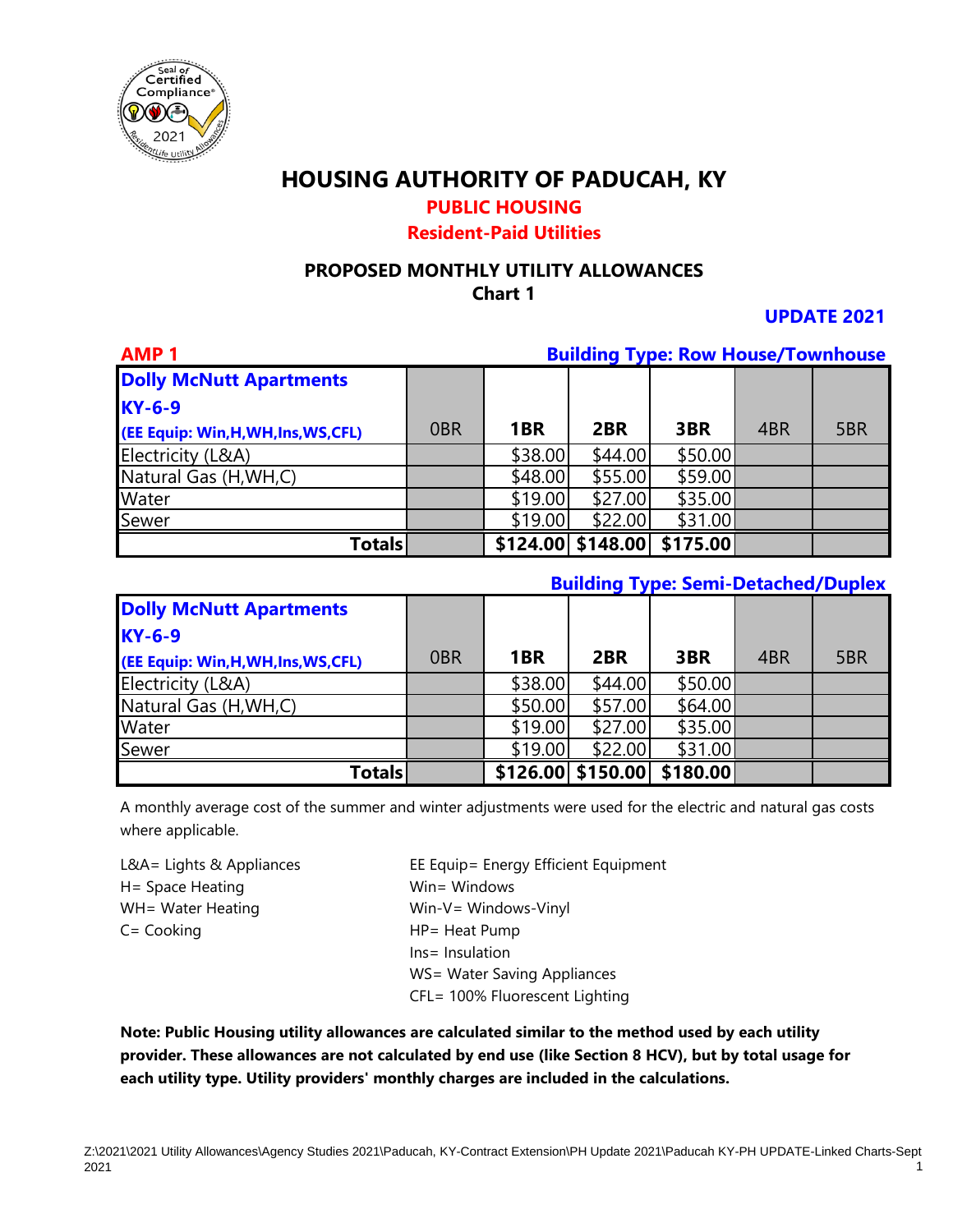# HOUSING AUTHORITY OF PADUCAH, KY

## PUBLIC HOUSING

## Resident-Paid Utilities

### PROPOSED MONTHLY UTILITY ALLOWANCES

### Chart 1

**UPDATE 2021**

**AMP 1** — **Building Type: Row House/Townhouse**

| Dolly McNutt Apartments KY-6-9 (EE Equip: Win,H,WH,Ins,WS,CFL) | 0BR | 1BR | 2BR | 3BR | 4BR | 5BR |
|---|---|---|---|---|---|---|
| Electricity (L&A) | | $38.00 | $44.00 | $50.00 | | |
| Natural Gas (H,WH,C) | | $48.00 | $55.00 | $59.00 | | |
| Water | | $19.00 | $27.00 | $35.00 | | |
| Sewer | | $19.00 | $22.00 | $31.00 | | |
| **Totals** | | **$124.00** | **$148.00** | **$175.00** | | |

**Building Type: Semi-Detached/Duplex**

| Dolly McNutt Apartments KY-6-9 (EE Equip: Win,H,WH,Ins,WS,CFL) | 0BR | 1BR | 2BR | 3BR | 4BR | 5BR |
|---|---|---|---|---|---|---|
| Electricity (L&A) | | $38.00 | $44.00 | $50.00 | | |
| Natural Gas (H,WH,C) | | $50.00 | $57.00 | $64.00 | | |
| Water | | $19.00 | $27.00 | $35.00 | | |
| Sewer | | $19.00 | $22.00 | $31.00 | | |
| **Totals** | | **$126.00** | **$150.00** | **$180.00** | | |

A monthly average cost of the summer and winter adjustments were used for the electric and natural gas costs where applicable.

L&A= Lights & Appliances
H= Space Heating
WH= Water Heating
C= Cooking

EE Equip= Energy Efficient Equipment
Win= Windows
Win-V= Windows-Vinyl
HP= Heat Pump
Ins= Insulation
WS= Water Saving Appliances
CFL= 100% Fluorescent Lighting

**Note: Public Housing utility allowances are calculated similar to the method used by each utility provider. These allowances are not calculated by end use (like Section 8 HCV), but by total usage for each utility type. Utility providers' monthly charges are included in the calculations.**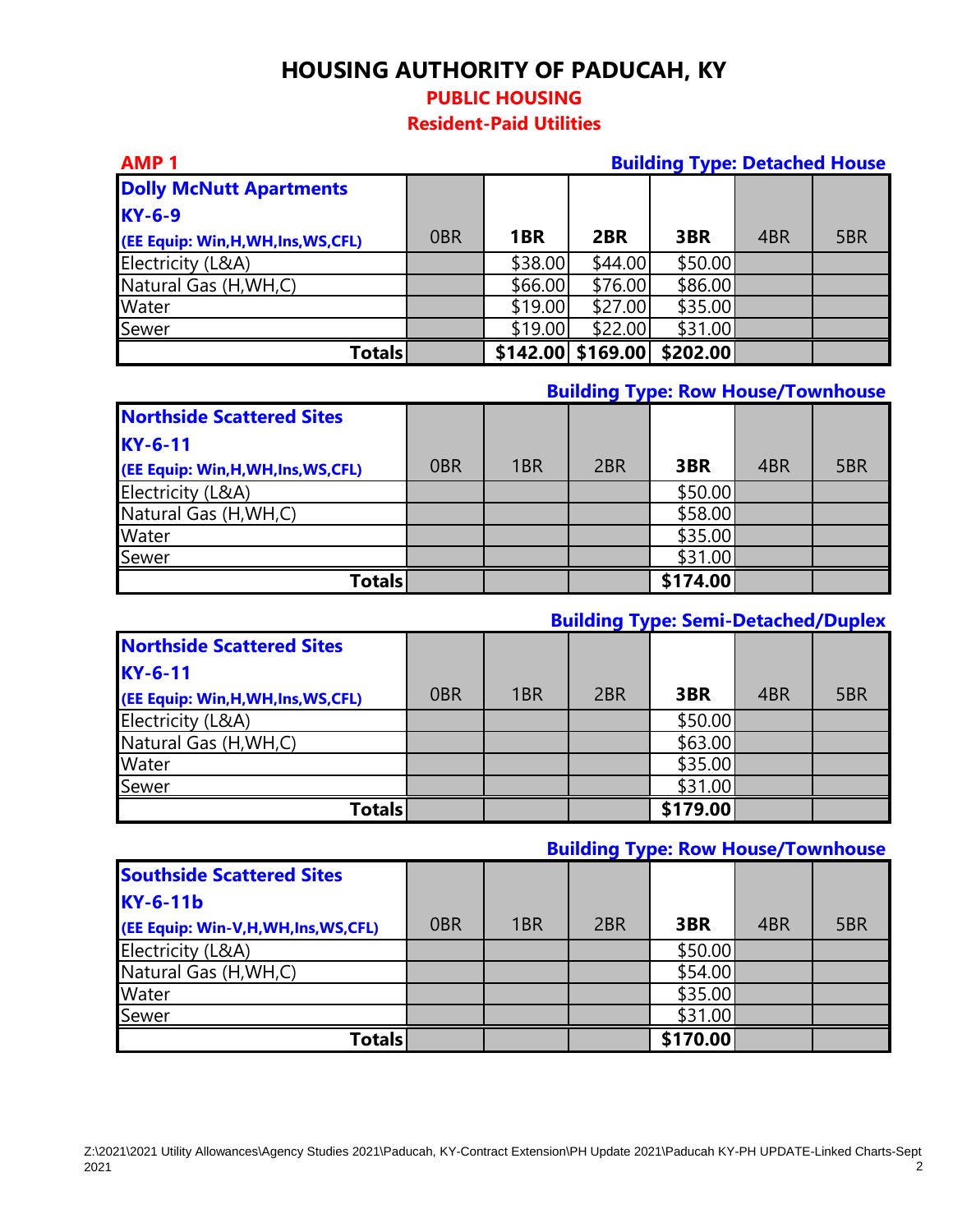# HOUSING AUTHORITY OF PADUCAH, KY

## PUBLIC HOUSING

## Resident-Paid Utilities

**AMP 1** — **Building Type: Detached House**

| Dolly McNutt Apartments KY-6-9 (EE Equip: Win,H,WH,Ins,WS,CFL) | 0BR | 1BR | 2BR | 3BR | 4BR | 5BR |
|---|---|---|---|---|---|---|
| Electricity (L&A) | | $38.00 | $44.00 | $50.00 | | |
| Natural Gas (H,WH,C) | | $66.00 | $76.00 | $86.00 | | |
| Water | | $19.00 | $27.00 | $35.00 | | |
| Sewer | | $19.00 | $22.00 | $31.00 | | |
| **Totals** | | **$142.00** | **$169.00** | **$202.00** | | |

**Building Type: Row House/Townhouse**

| Northside Scattered Sites KY-6-11 (EE Equip: Win,H,WH,Ins,WS,CFL) | 0BR | 1BR | 2BR | 3BR | 4BR | 5BR |
|---|---|---|---|---|---|---|
| Electricity (L&A) | | | | $50.00 | | |
| Natural Gas (H,WH,C) | | | | $58.00 | | |
| Water | | | | $35.00 | | |
| Sewer | | | | $31.00 | | |
| **Totals** | | | | **$174.00** | | |

**Building Type: Semi-Detached/Duplex**

| Northside Scattered Sites KY-6-11 (EE Equip: Win,H,WH,Ins,WS,CFL) | 0BR | 1BR | 2BR | 3BR | 4BR | 5BR |
|---|---|---|---|---|---|---|
| Electricity (L&A) | | | | $50.00 | | |
| Natural Gas (H,WH,C) | | | | $63.00 | | |
| Water | | | | $35.00 | | |
| Sewer | | | | $31.00 | | |
| **Totals** | | | | **$179.00** | | |

**Building Type: Row House/Townhouse**

| Southside Scattered Sites KY-6-11b (EE Equip: Win-V,H,WH,Ins,WS,CFL) | 0BR | 1BR | 2BR | 3BR | 4BR | 5BR |
|---|---|---|---|---|---|---|
| Electricity (L&A) | | | | $50.00 | | |
| Natural Gas (H,WH,C) | | | | $54.00 | | |
| Water | | | | $35.00 | | |
| Sewer | | | | $31.00 | | |
| **Totals** | | | | **$170.00** | | |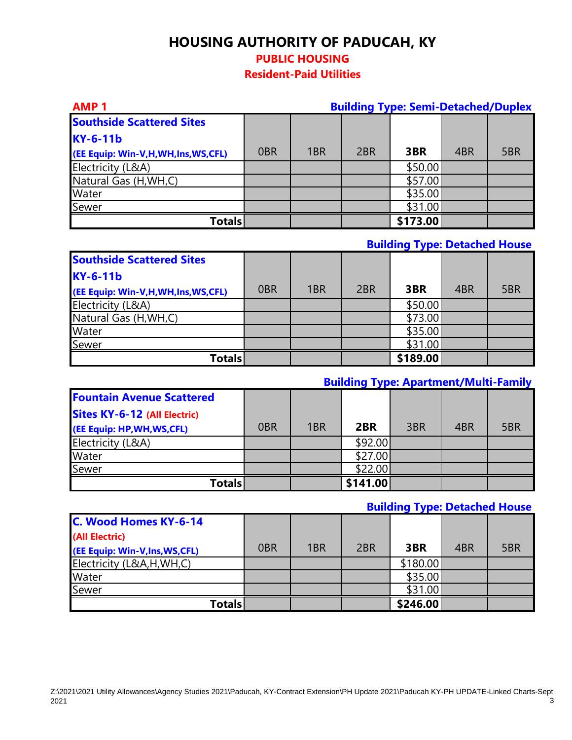# HOUSING AUTHORITY OF PADUCAH, KY

## PUBLIC HOUSING

## Resident-Paid Utilities

**AMP 1** — **Building Type: Semi-Detached/Duplex**

| Southside Scattered Sites KY-6-11b (EE Equip: Win-V,H,WH,Ins,WS,CFL) | 0BR | 1BR | 2BR | 3BR | 4BR | 5BR |
|---|---|---|---|---|---|---|
| Electricity (L&A) | | | | $50.00 | | |
| Natural Gas (H,WH,C) | | | | $57.00 | | |
| Water | | | | $35.00 | | |
| Sewer | | | | $31.00 | | |
| **Totals** | | | | **$173.00** | | |

**Building Type: Detached House**

| Southside Scattered Sites KY-6-11b (EE Equip: Win-V,H,WH,Ins,WS,CFL) | 0BR | 1BR | 2BR | 3BR | 4BR | 5BR |
|---|---|---|---|---|---|---|
| Electricity (L&A) | | | | $50.00 | | |
| Natural Gas (H,WH,C) | | | | $73.00 | | |
| Water | | | | $35.00 | | |
| Sewer | | | | $31.00 | | |
| **Totals** | | | | **$189.00** | | |

**Building Type: Apartment/Multi-Family**

| Fountain Avenue Scattered Sites KY-6-12 (All Electric) (EE Equip: HP,WH,WS,CFL) | 0BR | 1BR | 2BR | 3BR | 4BR | 5BR |
|---|---|---|---|---|---|---|
| Electricity (L&A) | | | $92.00 | | | |
| Water | | | $27.00 | | | |
| Sewer | | | $22.00 | | | |
| **Totals** | | | **$141.00** | | | |

**Building Type: Detached House**

| C. Wood Homes KY-6-14 (All Electric) (EE Equip: Win-V,Ins,WS,CFL) | 0BR | 1BR | 2BR | 3BR | 4BR | 5BR |
|---|---|---|---|---|---|---|
| Electricity (L&A,H,WH,C) | | | | $180.00 | | |
| Water | | | | $35.00 | | |
| Sewer | | | | $31.00 | | |
| **Totals** | | | | **$246.00** | | |

Z:\2021\2021 Utility Allowances\Agency Studies 2021\Paducah, KY-Contract Extension\PH Update 2021\Paducah KY-PH UPDATE-Linked Charts-Sept 2021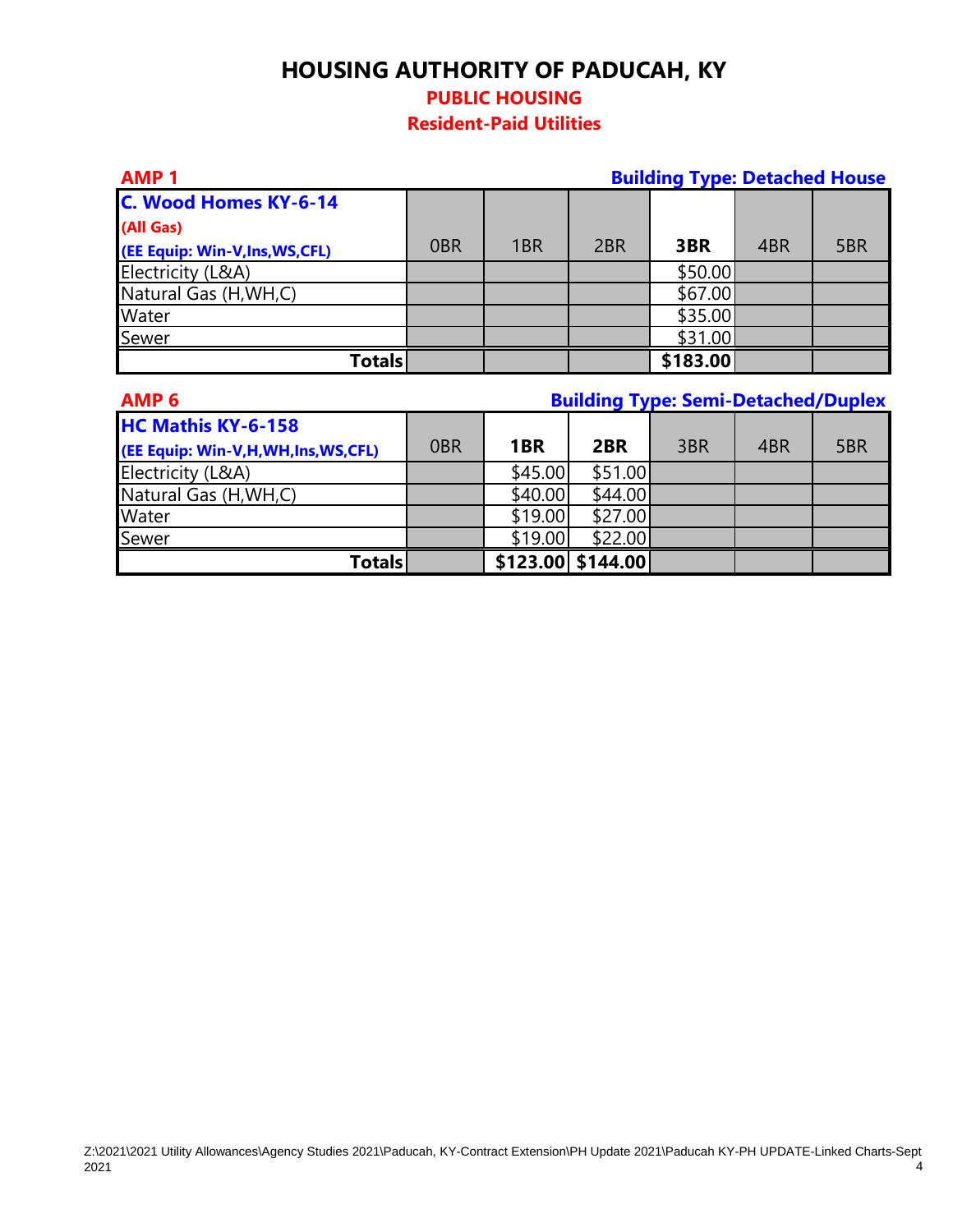# HOUSING AUTHORITY OF PADUCAH, KY

## PUBLIC HOUSING

## Resident-Paid Utilities

**AMP 1** — **Building Type: Detached House**

| C. Wood Homes KY-6-14 (All Gas) (EE Equip: Win-V,Ins,WS,CFL) | 0BR | 1BR | 2BR | 3BR | 4BR | 5BR |
|---|---|---|---|---|---|---|
| Electricity (L&A) | | | | $50.00 | | |
| Natural Gas (H,WH,C) | | | | $67.00 | | |
| Water | | | | $35.00 | | |
| Sewer | | | | $31.00 | | |
| **Totals** | | | | **$183.00** | | |

**AMP 6** — **Building Type: Semi-Detached/Duplex**

| HC Mathis KY-6-158 (EE Equip: Win-V,H,WH,Ins,WS,CFL) | 0BR | 1BR | 2BR | 3BR | 4BR | 5BR |
|---|---|---|---|---|---|---|
| Electricity (L&A) | | $45.00 | $51.00 | | | |
| Natural Gas (H,WH,C) | | $40.00 | $44.00 | | | |
| Water | | $19.00 | $27.00 | | | |
| Sewer | | $19.00 | $22.00 | | | |
| **Totals** | | **$123.00** | **$144.00** | | | |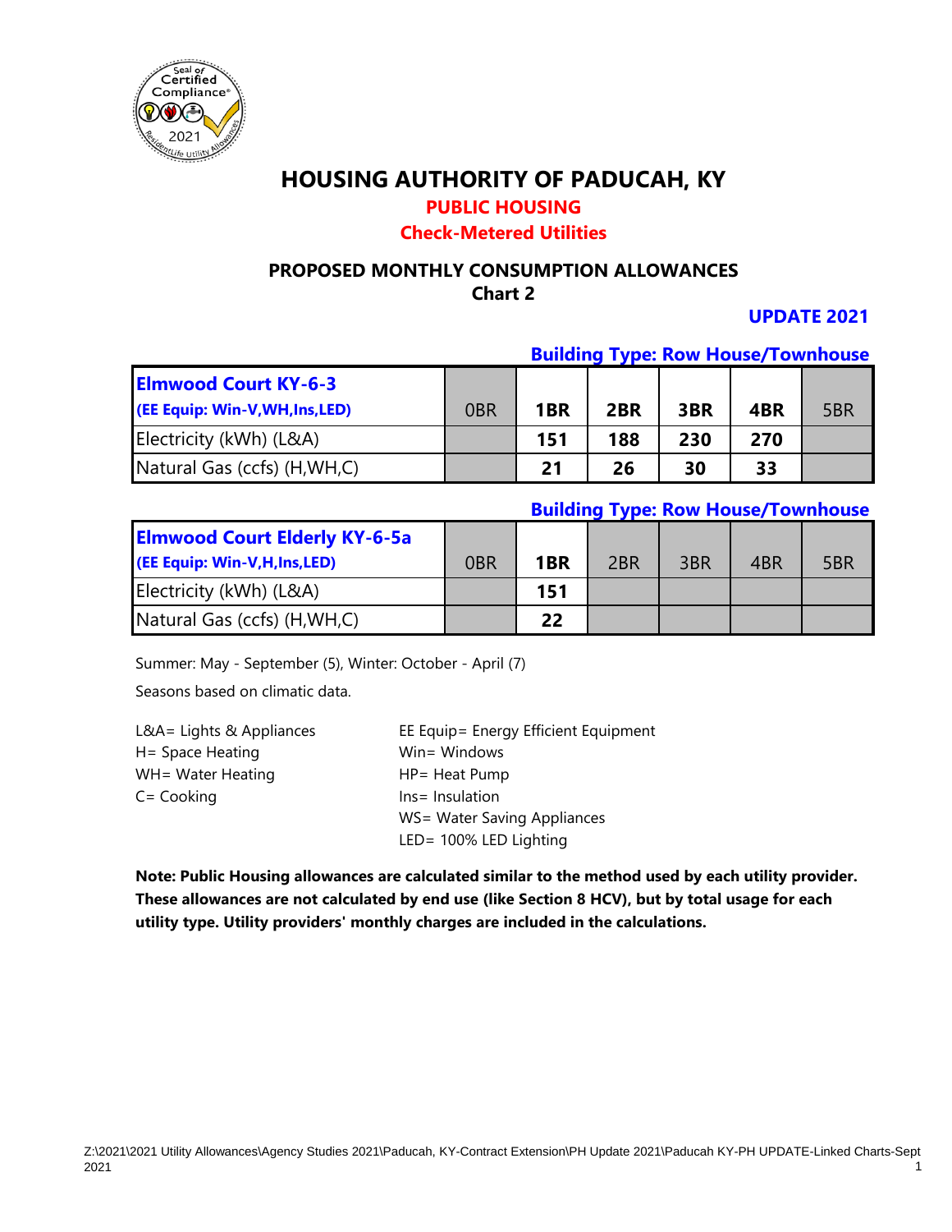# HOUSING AUTHORITY OF PADUCAH, KY

## PUBLIC HOUSING

## Check-Metered Utilities

### PROPOSED MONTHLY CONSUMPTION ALLOWANCES
### Chart 2

**UPDATE 2021**

**Building Type: Row House/Townhouse**

| **Elmwood Court KY-6-3** **(EE Equip: Win-V,WH,Ins,LED)** | 0BR | **1BR** | **2BR** | **3BR** | **4BR** | 5BR |
|---|---|---|---|---|---|---|
| Electricity (kWh) (L&A) | | **151** | **188** | **230** | **270** | |
| Natural Gas (ccfs) (H,WH,C) | | **21** | **26** | **30** | **33** | |

**Building Type: Row House/Townhouse**

| **Elmwood Court Elderly KY-6-5a** **(EE Equip: Win-V,H,Ins,LED)** | 0BR | **1BR** | 2BR | 3BR | 4BR | 5BR |
|---|---|---|---|---|---|---|
| Electricity (kWh) (L&A) | | **151** | | | | |
| Natural Gas (ccfs) (H,WH,C) | | **22** | | | | |

Summer: May - September (5), Winter: October - April (7)

Seasons based on climatic data.

L&A= Lights & Appliances
H= Space Heating
WH= Water Heating
C= Cooking

EE Equip= Energy Efficient Equipment
Win= Windows
HP= Heat Pump
Ins= Insulation
WS= Water Saving Appliances
LED= 100% LED Lighting

**Note: Public Housing allowances are calculated similar to the method used by each utility provider. These allowances are not calculated by end use (like Section 8 HCV), but by total usage for each utility type. Utility providers' monthly charges are included in the calculations.**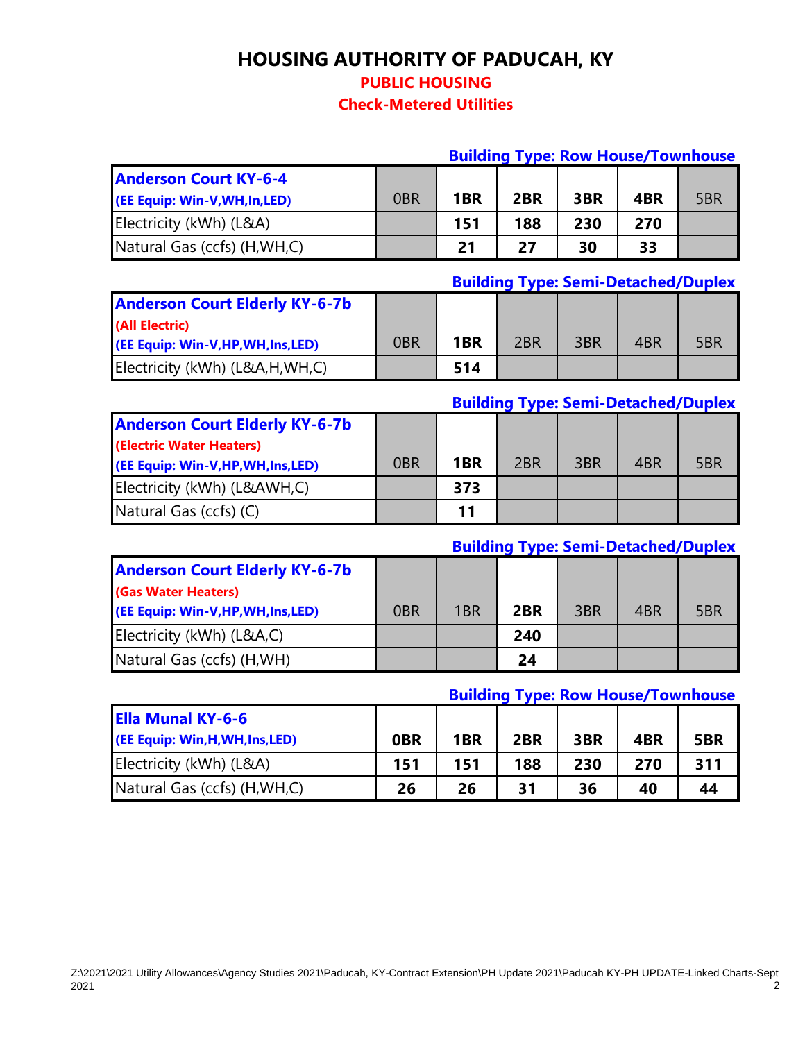# HOUSING AUTHORITY OF PADUCAH, KY

## PUBLIC HOUSING

## Check-Metered Utilities

**Building Type: Row House/Townhouse**

| Anderson Court KY-6-4 (EE Equip: Win-V,WH,In,LED) | 0BR | 1BR | 2BR | 3BR | 4BR | 5BR |
|---|---|---|---|---|---|---|
| Electricity (kWh) (L&A) | | 151 | 188 | 230 | 270 | |
| Natural Gas (ccfs) (H,WH,C) | | 21 | 27 | 30 | 33 | |

**Building Type: Semi-Detached/Duplex**

| Anderson Court Elderly KY-6-7b (All Electric) (EE Equip: Win-V,HP,WH,Ins,LED) | 0BR | 1BR | 2BR | 3BR | 4BR | 5BR |
|---|---|---|---|---|---|---|
| Electricity (kWh) (L&A,H,WH,C) | | 514 | | | | |

**Building Type: Semi-Detached/Duplex**

| Anderson Court Elderly KY-6-7b (Electric Water Heaters) (EE Equip: Win-V,HP,WH,Ins,LED) | 0BR | 1BR | 2BR | 3BR | 4BR | 5BR |
|---|---|---|---|---|---|---|
| Electricity (kWh) (L&AWH,C) | | 373 | | | | |
| Natural Gas (ccfs) (C) | | 11 | | | | |

**Building Type: Semi-Detached/Duplex**

| Anderson Court Elderly KY-6-7b (Gas Water Heaters) (EE Equip: Win-V,HP,WH,Ins,LED) | 0BR | 1BR | 2BR | 3BR | 4BR | 5BR |
|---|---|---|---|---|---|---|
| Electricity (kWh) (L&A,C) | | | 240 | | | |
| Natural Gas (ccfs) (H,WH) | | | 24 | | | |

**Building Type: Row House/Townhouse**

| Ella Munal KY-6-6 (EE Equip: Win,H,WH,Ins,LED) | 0BR | 1BR | 2BR | 3BR | 4BR | 5BR |
|---|---|---|---|---|---|---|
| Electricity (kWh) (L&A) | 151 | 151 | 188 | 230 | 270 | 311 |
| Natural Gas (ccfs) (H,WH,C) | 26 | 26 | 31 | 36 | 40 | 44 |

Z:\2021\2021 Utility Allowances\Agency Studies 2021\Paducah, KY-Contract Extension\PH Update 2021\Paducah KY-PH UPDATE-Linked Charts-Sept 2021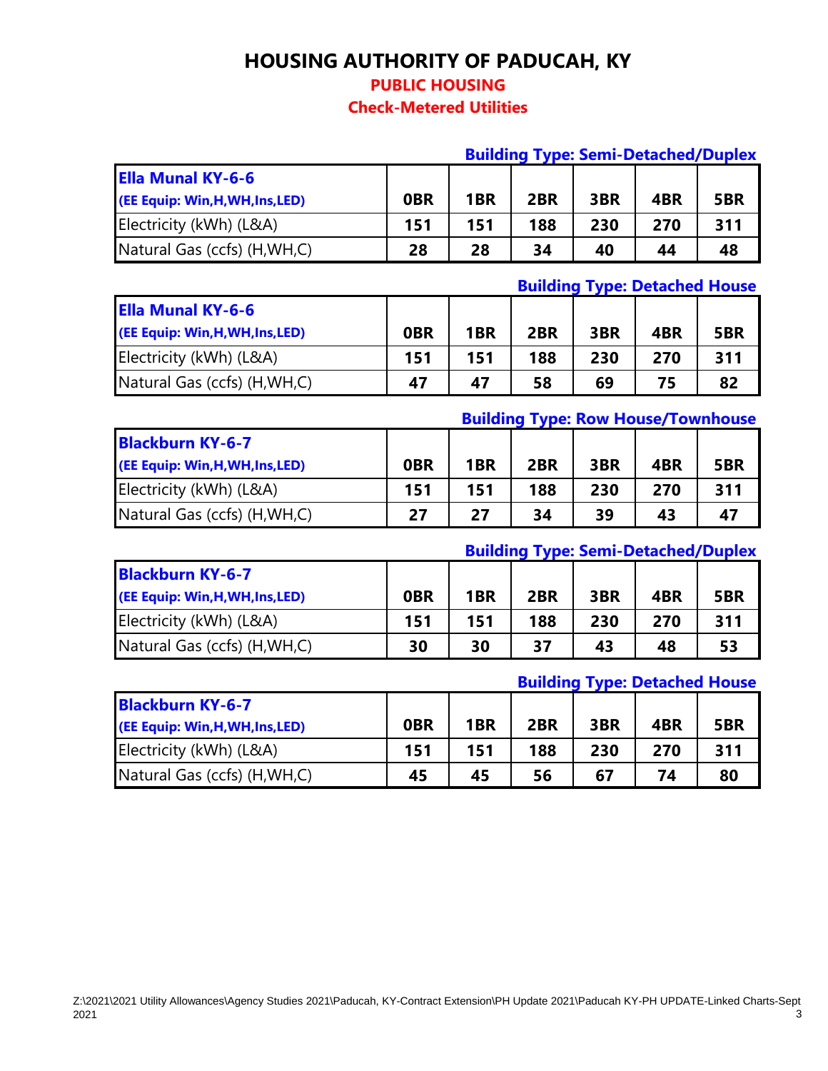# HOUSING AUTHORITY OF PADUCAH, KY

## PUBLIC HOUSING

## Check-Metered Utilities

**Building Type: Semi-Detached/Duplex**

| Ella Munal KY-6-6 (EE Equip: Win,H,WH,Ins,LED) | 0BR | 1BR | 2BR | 3BR | 4BR | 5BR |
|---|---|---|---|---|---|---|
| Electricity (kWh) (L&A) | 151 | 151 | 188 | 230 | 270 | 311 |
| Natural Gas (ccfs) (H,WH,C) | 28 | 28 | 34 | 40 | 44 | 48 |

**Building Type: Detached House**

| Ella Munal KY-6-6 (EE Equip: Win,H,WH,Ins,LED) | 0BR | 1BR | 2BR | 3BR | 4BR | 5BR |
|---|---|---|---|---|---|---|
| Electricity (kWh) (L&A) | 151 | 151 | 188 | 230 | 270 | 311 |
| Natural Gas (ccfs) (H,WH,C) | 47 | 47 | 58 | 69 | 75 | 82 |

**Building Type: Row House/Townhouse**

| Blackburn KY-6-7 (EE Equip: Win,H,WH,Ins,LED) | 0BR | 1BR | 2BR | 3BR | 4BR | 5BR |
|---|---|---|---|---|---|---|
| Electricity (kWh) (L&A) | 151 | 151 | 188 | 230 | 270 | 311 |
| Natural Gas (ccfs) (H,WH,C) | 27 | 27 | 34 | 39 | 43 | 47 |

**Building Type: Semi-Detached/Duplex**

| Blackburn KY-6-7 (EE Equip: Win,H,WH,Ins,LED) | 0BR | 1BR | 2BR | 3BR | 4BR | 5BR |
|---|---|---|---|---|---|---|
| Electricity (kWh) (L&A) | 151 | 151 | 188 | 230 | 270 | 311 |
| Natural Gas (ccfs) (H,WH,C) | 30 | 30 | 37 | 43 | 48 | 53 |

**Building Type: Detached House**

| Blackburn KY-6-7 (EE Equip: Win,H,WH,Ins,LED) | 0BR | 1BR | 2BR | 3BR | 4BR | 5BR |
|---|---|---|---|---|---|---|
| Electricity (kWh) (L&A) | 151 | 151 | 188 | 230 | 270 | 311 |
| Natural Gas (ccfs) (H,WH,C) | 45 | 45 | 56 | 67 | 74 | 80 |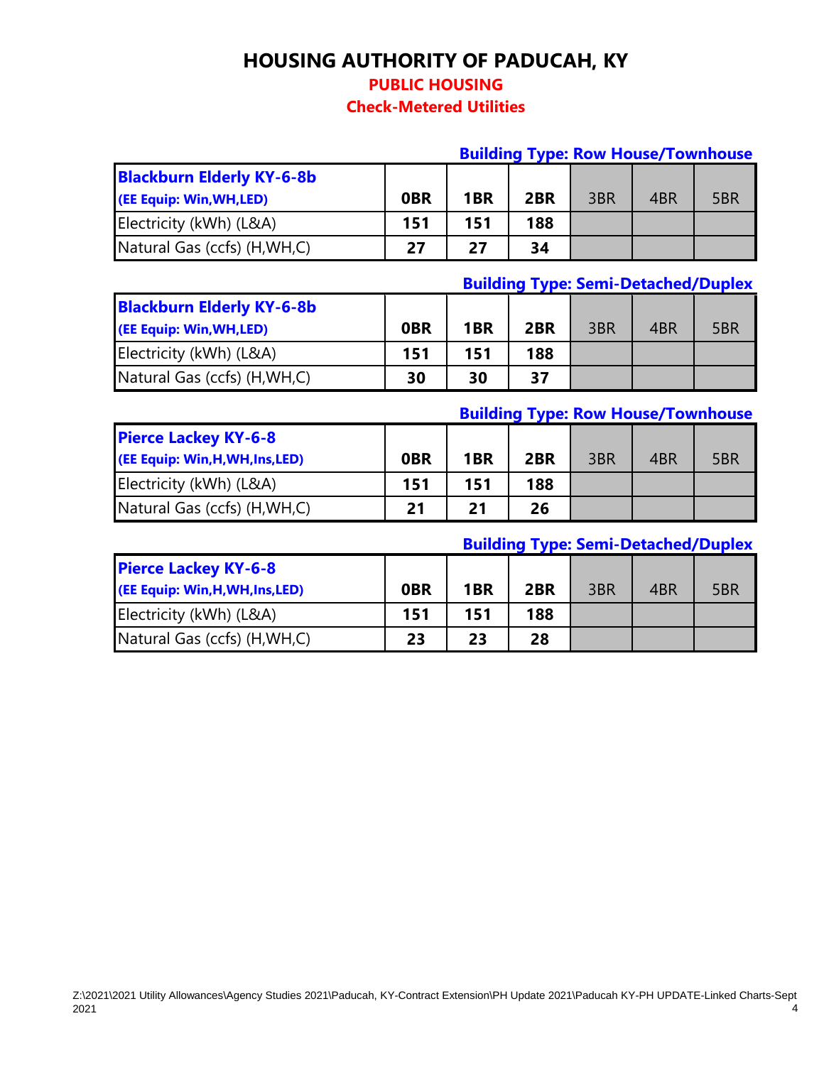# HOUSING AUTHORITY OF PADUCAH, KY

## PUBLIC HOUSING

### Check-Metered Utilities

**Building Type: Row House/Townhouse**

| **Blackburn Elderly KY-6-8b** (EE Equip: Win,WH,LED) | 0BR | 1BR | 2BR | 3BR | 4BR | 5BR |
|---|---|---|---|---|---|---|
| Electricity (kWh) (L&A) | 151 | 151 | 188 | | | |
| Natural Gas (ccfs) (H,WH,C) | 27 | 27 | 34 | | | |

**Building Type: Semi-Detached/Duplex**

| **Blackburn Elderly KY-6-8b** (EE Equip: Win,WH,LED) | 0BR | 1BR | 2BR | 3BR | 4BR | 5BR |
|---|---|---|---|---|---|---|
| Electricity (kWh) (L&A) | 151 | 151 | 188 | | | |
| Natural Gas (ccfs) (H,WH,C) | 30 | 30 | 37 | | | |

**Building Type: Row House/Townhouse**

| **Pierce Lackey KY-6-8** (EE Equip: Win,H,WH,Ins,LED) | 0BR | 1BR | 2BR | 3BR | 4BR | 5BR |
|---|---|---|---|---|---|---|
| Electricity (kWh) (L&A) | 151 | 151 | 188 | | | |
| Natural Gas (ccfs) (H,WH,C) | 21 | 21 | 26 | | | |

**Building Type: Semi-Detached/Duplex**

| **Pierce Lackey KY-6-8** (EE Equip: Win,H,WH,Ins,LED) | 0BR | 1BR | 2BR | 3BR | 4BR | 5BR |
|---|---|---|---|---|---|---|
| Electricity (kWh) (L&A) | 151 | 151 | 188 | | | |
| Natural Gas (ccfs) (H,WH,C) | 23 | 23 | 28 | | | |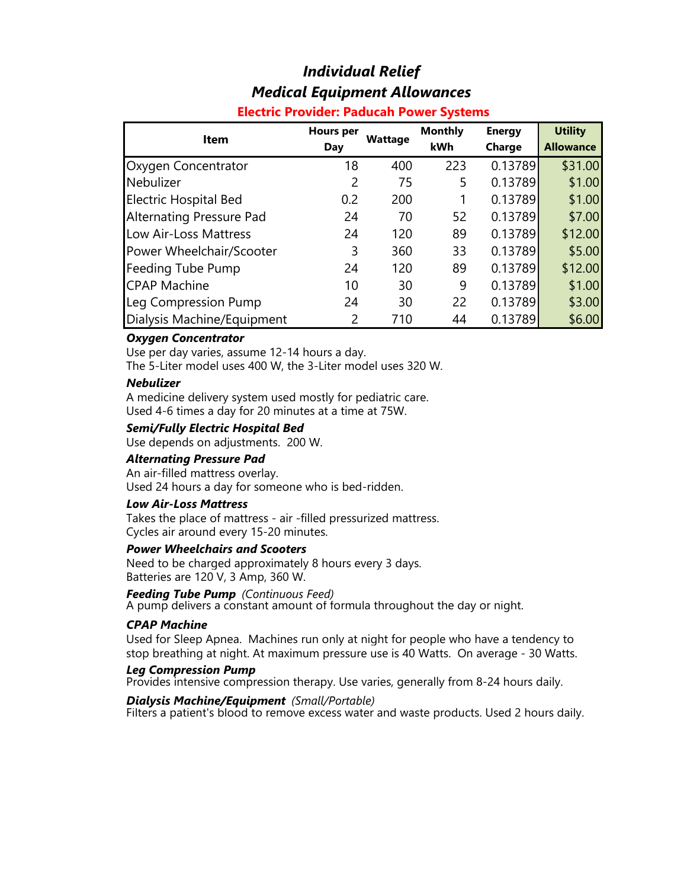# *Individual Relief*
# *Medical Equipment Allowances*

## Electric Provider: Paducah Power Systems

| Item | Hours per Day | Wattage | Monthly kWh | Energy Charge | Utility Allowance |
|---|---|---|---|---|---|
| Oxygen Concentrator | 18 | 400 | 223 | 0.13789 | $31.00 |
| Nebulizer | 2 | 75 | 5 | 0.13789 | $1.00 |
| Electric Hospital Bed | 0.2 | 200 | 1 | 0.13789 | $1.00 |
| Alternating Pressure Pad | 24 | 70 | 52 | 0.13789 | $7.00 |
| Low Air-Loss Mattress | 24 | 120 | 89 | 0.13789 | $12.00 |
| Power Wheelchair/Scooter | 3 | 360 | 33 | 0.13789 | $5.00 |
| Feeding Tube Pump | 24 | 120 | 89 | 0.13789 | $12.00 |
| CPAP Machine | 10 | 30 | 9 | 0.13789 | $1.00 |
| Leg Compression Pump | 24 | 30 | 22 | 0.13789 | $3.00 |
| Dialysis Machine/Equipment | 2 | 710 | 44 | 0.13789 | $6.00 |

***Oxygen Concentrator***
Use per day varies, assume 12-14 hours a day.
The 5-Liter model uses 400 W, the 3-Liter model uses 320 W.

***Nebulizer***
A medicine delivery system used mostly for pediatric care.
Used 4-6 times a day for 20 minutes at a time at 75W.

***Semi/Fully Electric Hospital Bed***
Use depends on adjustments. 200 W.

***Alternating Pressure Pad***
An air-filled mattress overlay.
Used 24 hours a day for someone who is bed-ridden.

***Low Air-Loss Mattress***
Takes the place of mattress - air -filled pressurized mattress.
Cycles air around every 15-20 minutes.

***Power Wheelchairs and Scooters***
Need to be charged approximately 8 hours every 3 days.
Batteries are 120 V, 3 Amp, 360 W.

***Feeding Tube Pump*** *(Continuous Feed)*
A pump delivers a constant amount of formula throughout the day or night.

***CPAP Machine***
Used for Sleep Apnea. Machines run only at night for people who have a tendency to stop breathing at night. At maximum pressure use is 40 Watts. On average - 30 Watts.

***Leg Compression Pump***
Provides intensive compression therapy. Use varies, generally from 8-24 hours daily.

***Dialysis Machine/Equipment*** *(Small/Portable)*
Filters a patient's blood to remove excess water and waste products. Used 2 hours daily.